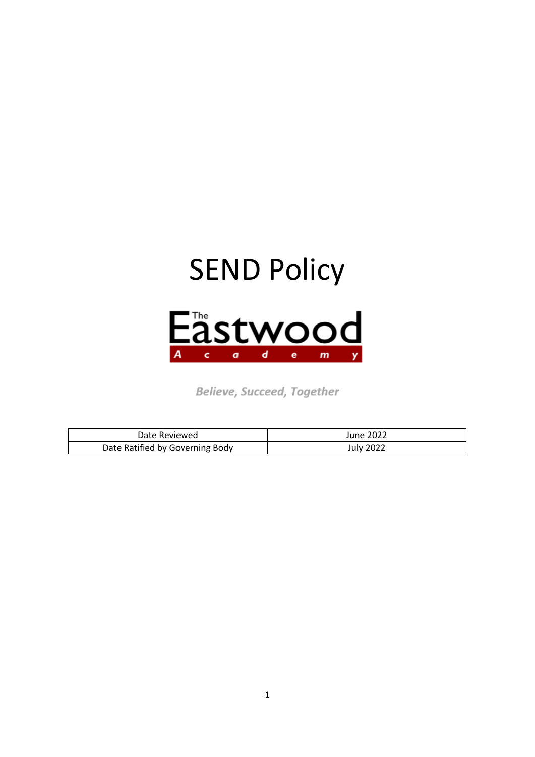# SEND Policy

The Eastwood Academy

*Believe, Succeed, Together*

| Date Reviewed | June 2022 |
| --- | --- |
| Date Ratified by Governing Body | July 2022 |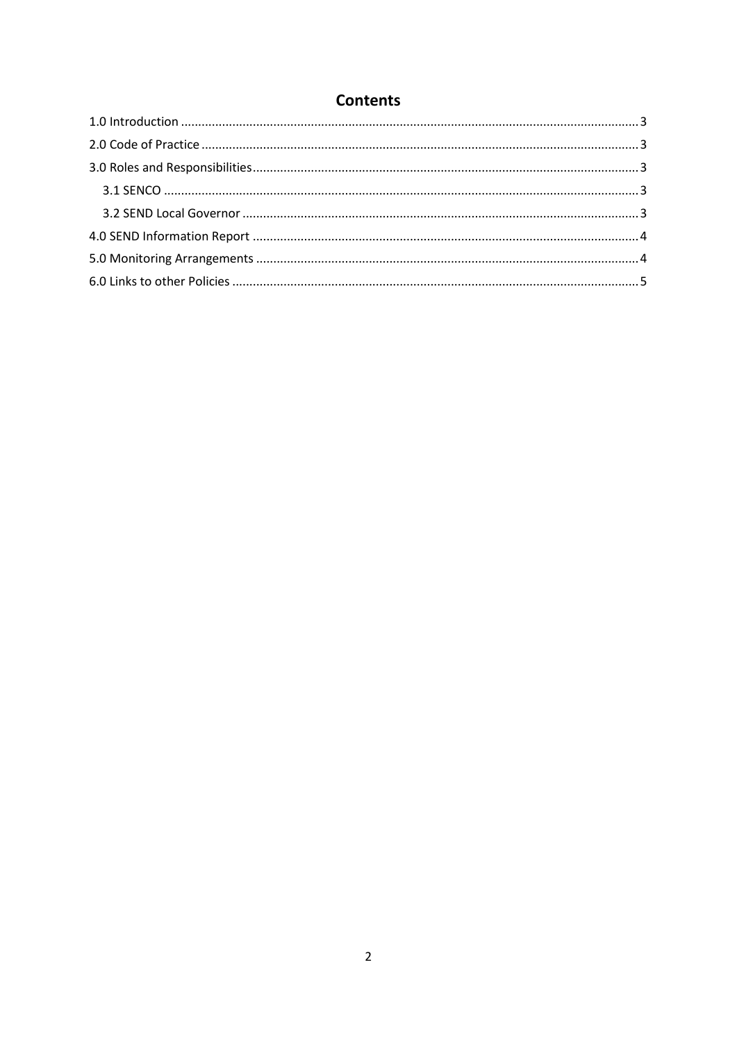# Contents

1.0 Introduction ..... 3
2.0 Code of Practice ..... 3
3.0 Roles and Responsibilities ..... 3
   3.1 SENCO ..... 3
   3.2 SEND Local Governor ..... 3
4.0 SEND Information Report ..... 4
5.0 Monitoring Arrangements ..... 4
6.0 Links to other Policies ..... 5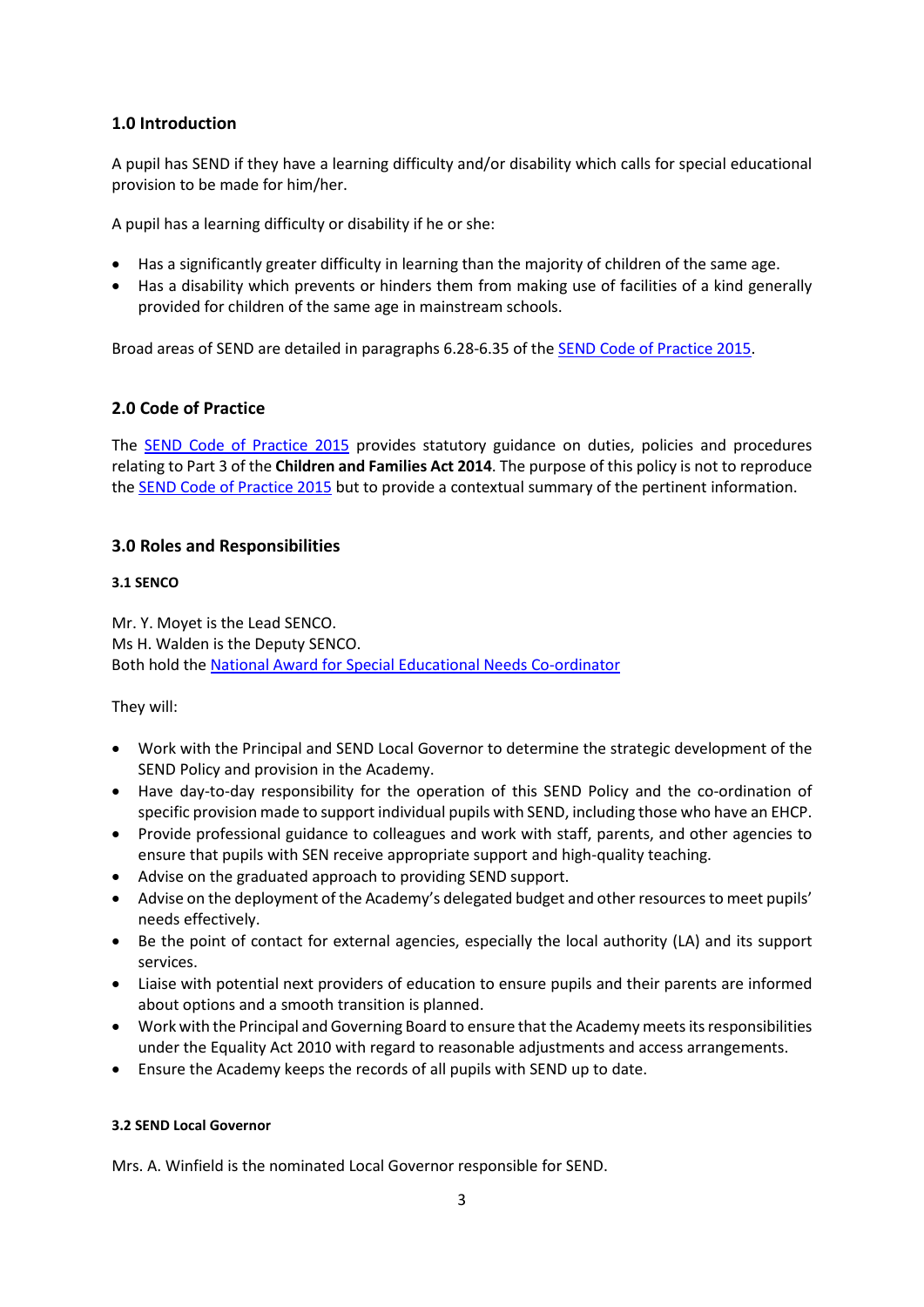## 1.0 Introduction

A pupil has SEND if they have a learning difficulty and/or disability which calls for special educational provision to be made for him/her.

A pupil has a learning difficulty or disability if he or she:

- Has a significantly greater difficulty in learning than the majority of children of the same age.
- Has a disability which prevents or hinders them from making use of facilities of a kind generally provided for children of the same age in mainstream schools.

Broad areas of SEND are detailed in paragraphs 6.28-6.35 of the SEND Code of Practice 2015.

## 2.0 Code of Practice

The SEND Code of Practice 2015 provides statutory guidance on duties, policies and procedures relating to Part 3 of the **Children and Families Act 2014**. The purpose of this policy is not to reproduce the SEND Code of Practice 2015 but to provide a contextual summary of the pertinent information.

## 3.0 Roles and Responsibilities

#### 3.1 SENCO

Mr. Y. Moyet is the Lead SENCO.
Ms H. Walden is the Deputy SENCO.
Both hold the National Award for Special Educational Needs Co-ordinator

They will:

- Work with the Principal and SEND Local Governor to determine the strategic development of the SEND Policy and provision in the Academy.
- Have day-to-day responsibility for the operation of this SEND Policy and the co-ordination of specific provision made to support individual pupils with SEND, including those who have an EHCP.
- Provide professional guidance to colleagues and work with staff, parents, and other agencies to ensure that pupils with SEN receive appropriate support and high-quality teaching.
- Advise on the graduated approach to providing SEND support.
- Advise on the deployment of the Academy's delegated budget and other resources to meet pupils' needs effectively.
- Be the point of contact for external agencies, especially the local authority (LA) and its support services.
- Liaise with potential next providers of education to ensure pupils and their parents are informed about options and a smooth transition is planned.
- Work with the Principal and Governing Board to ensure that the Academy meets its responsibilities under the Equality Act 2010 with regard to reasonable adjustments and access arrangements.
- Ensure the Academy keeps the records of all pupils with SEND up to date.

#### 3.2 SEND Local Governor

Mrs. A. Winfield is the nominated Local Governor responsible for SEND.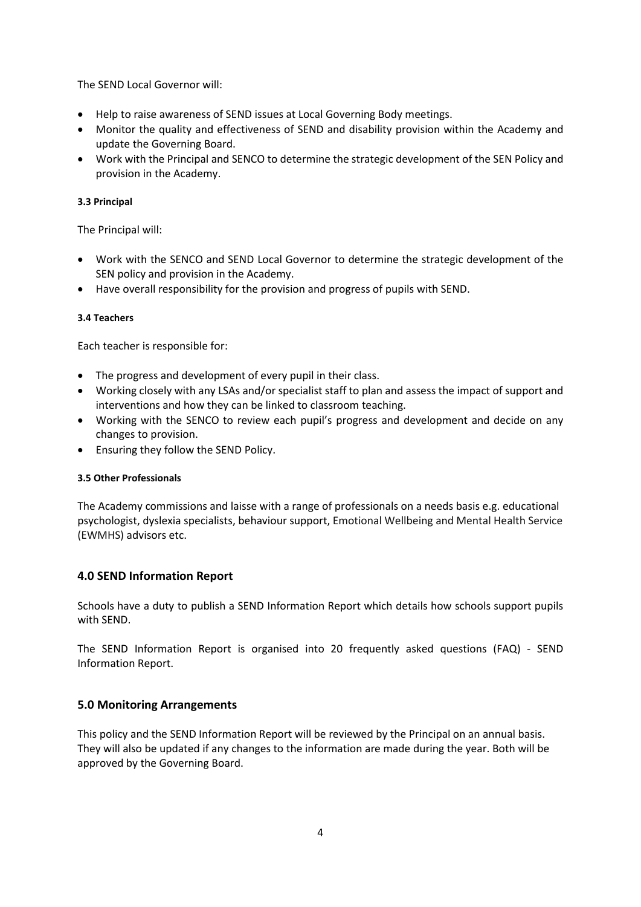The SEND Local Governor will:

- Help to raise awareness of SEND issues at Local Governing Body meetings.
- Monitor the quality and effectiveness of SEND and disability provision within the Academy and update the Governing Board.
- Work with the Principal and SENCO to determine the strategic development of the SEN Policy and provision in the Academy.

#### 3.3 Principal

The Principal will:

- Work with the SENCO and SEND Local Governor to determine the strategic development of the SEN policy and provision in the Academy.
- Have overall responsibility for the provision and progress of pupils with SEND.

#### 3.4 Teachers

Each teacher is responsible for:

- The progress and development of every pupil in their class.
- Working closely with any LSAs and/or specialist staff to plan and assess the impact of support and interventions and how they can be linked to classroom teaching.
- Working with the SENCO to review each pupil's progress and development and decide on any changes to provision.
- Ensuring they follow the SEND Policy.

#### 3.5 Other Professionals

The Academy commissions and laisse with a range of professionals on a needs basis e.g. educational psychologist, dyslexia specialists, behaviour support, Emotional Wellbeing and Mental Health Service (EWMHS) advisors etc.

## 4.0 SEND Information Report

Schools have a duty to publish a SEND Information Report which details how schools support pupils with SEND.

The SEND Information Report is organised into 20 frequently asked questions (FAQ) - SEND Information Report.

## 5.0 Monitoring Arrangements

This policy and the SEND Information Report will be reviewed by the Principal on an annual basis. They will also be updated if any changes to the information are made during the year. Both will be approved by the Governing Board.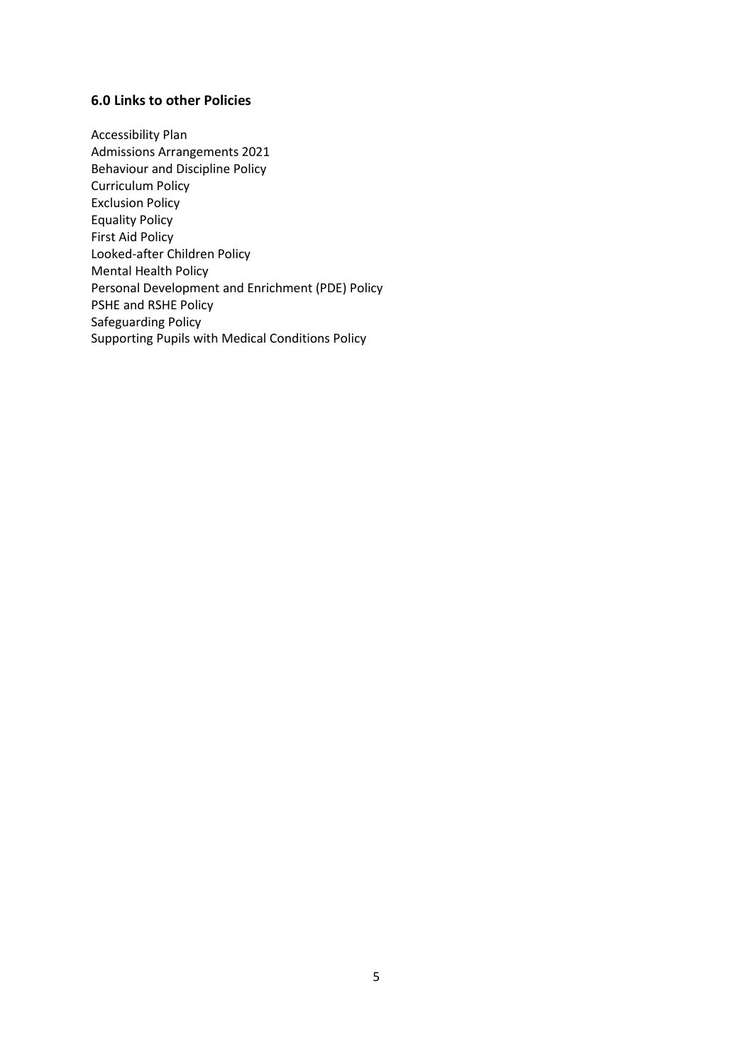## 6.0 Links to other Policies

Accessibility Plan
Admissions Arrangements 2021
Behaviour and Discipline Policy
Curriculum Policy
Exclusion Policy
Equality Policy
First Aid Policy
Looked-after Children Policy
Mental Health Policy
Personal Development and Enrichment (PDE) Policy
PSHE and RSHE Policy
Safeguarding Policy
Supporting Pupils with Medical Conditions Policy